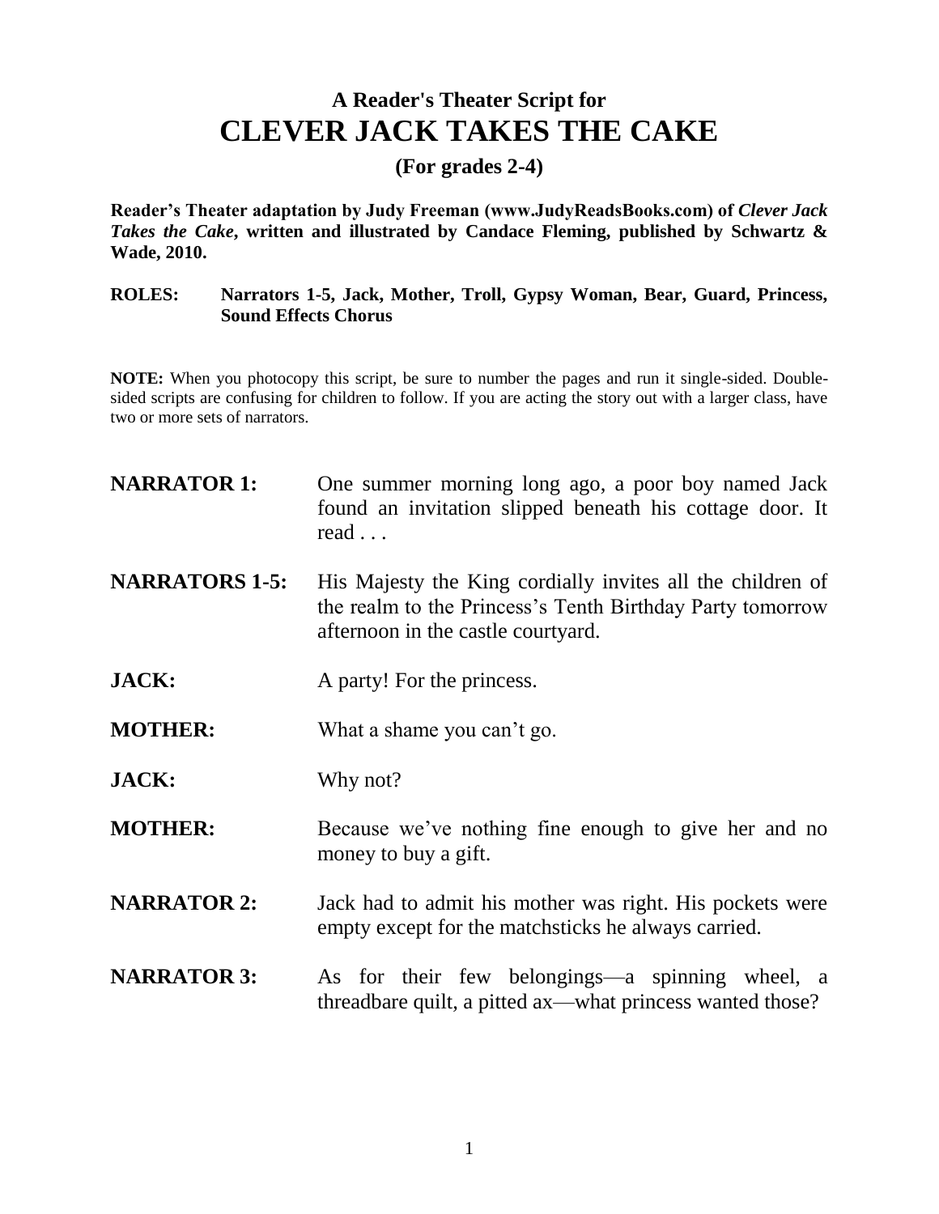# A Reader's Theater Script for
# CLEVER JACK TAKES THE CAKE

**(For grades 2-4)**

**Reader's Theater adaptation by Judy Freeman (www.JudyReadsBooks.com) of *Clever Jack Takes the Cake*, written and illustrated by Candace Fleming, published by Schwartz & Wade, 2010.**

**ROLES:** **Narrators 1-5, Jack, Mother, Troll, Gypsy Woman, Bear, Guard, Princess, Sound Effects Chorus**

**NOTE:** When you photocopy this script, be sure to number the pages and run it single-sided. Double-sided scripts are confusing for children to follow. If you are acting the story out with a larger class, have two or more sets of narrators.

**NARRATOR 1:** One summer morning long ago, a poor boy named Jack found an invitation slipped beneath his cottage door. It read . . .

**NARRATORS 1-5:** His Majesty the King cordially invites all the children of the realm to the Princess's Tenth Birthday Party tomorrow afternoon in the castle courtyard.

**JACK:** A party! For the princess.

**MOTHER:** What a shame you can't go.

**JACK:** Why not?

**MOTHER:** Because we've nothing fine enough to give her and no money to buy a gift.

**NARRATOR 2:** Jack had to admit his mother was right. His pockets were empty except for the matchsticks he always carried.

**NARRATOR 3:** As for their few belongings—a spinning wheel, a threadbare quilt, a pitted ax—what princess wanted those?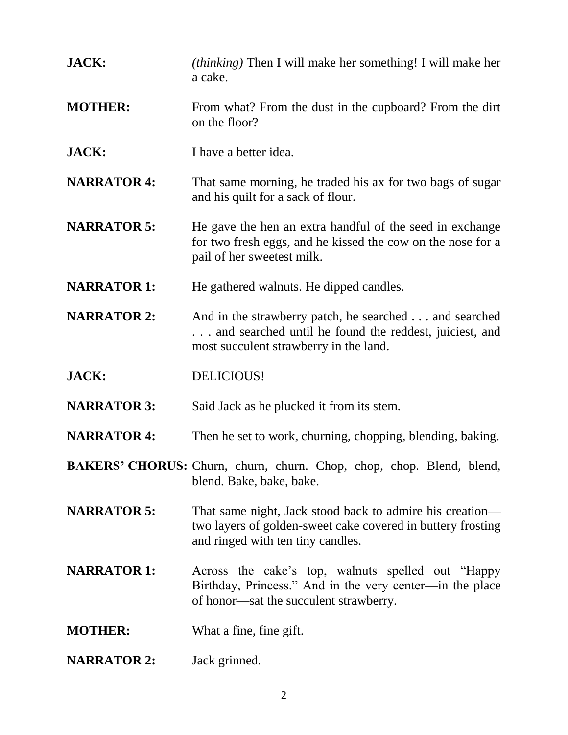**JACK:** *(thinking)* Then I will make her something! I will make her a cake.

**MOTHER:** From what? From the dust in the cupboard? From the dirt on the floor?

**JACK:** I have a better idea.

**NARRATOR 4:** That same morning, he traded his ax for two bags of sugar and his quilt for a sack of flour.

**NARRATOR 5:** He gave the hen an extra handful of the seed in exchange for two fresh eggs, and he kissed the cow on the nose for a pail of her sweetest milk.

**NARRATOR 1:** He gathered walnuts. He dipped candles.

**NARRATOR 2:** And in the strawberry patch, he searched . . . and searched . . . and searched until he found the reddest, juiciest, and most succulent strawberry in the land.

**JACK:** DELICIOUS!

**NARRATOR 3:** Said Jack as he plucked it from its stem.

**NARRATOR 4:** Then he set to work, churning, chopping, blending, baking.

**BAKERS' CHORUS:** Churn, churn, churn. Chop, chop, chop. Blend, blend, blend. Bake, bake, bake.

**NARRATOR 5:** That same night, Jack stood back to admire his creation—two layers of golden-sweet cake covered in buttery frosting and ringed with ten tiny candles.

**NARRATOR 1:** Across the cake's top, walnuts spelled out "Happy Birthday, Princess." And in the very center—in the place of honor—sat the succulent strawberry.

**MOTHER:** What a fine, fine gift.

**NARRATOR 2:** Jack grinned.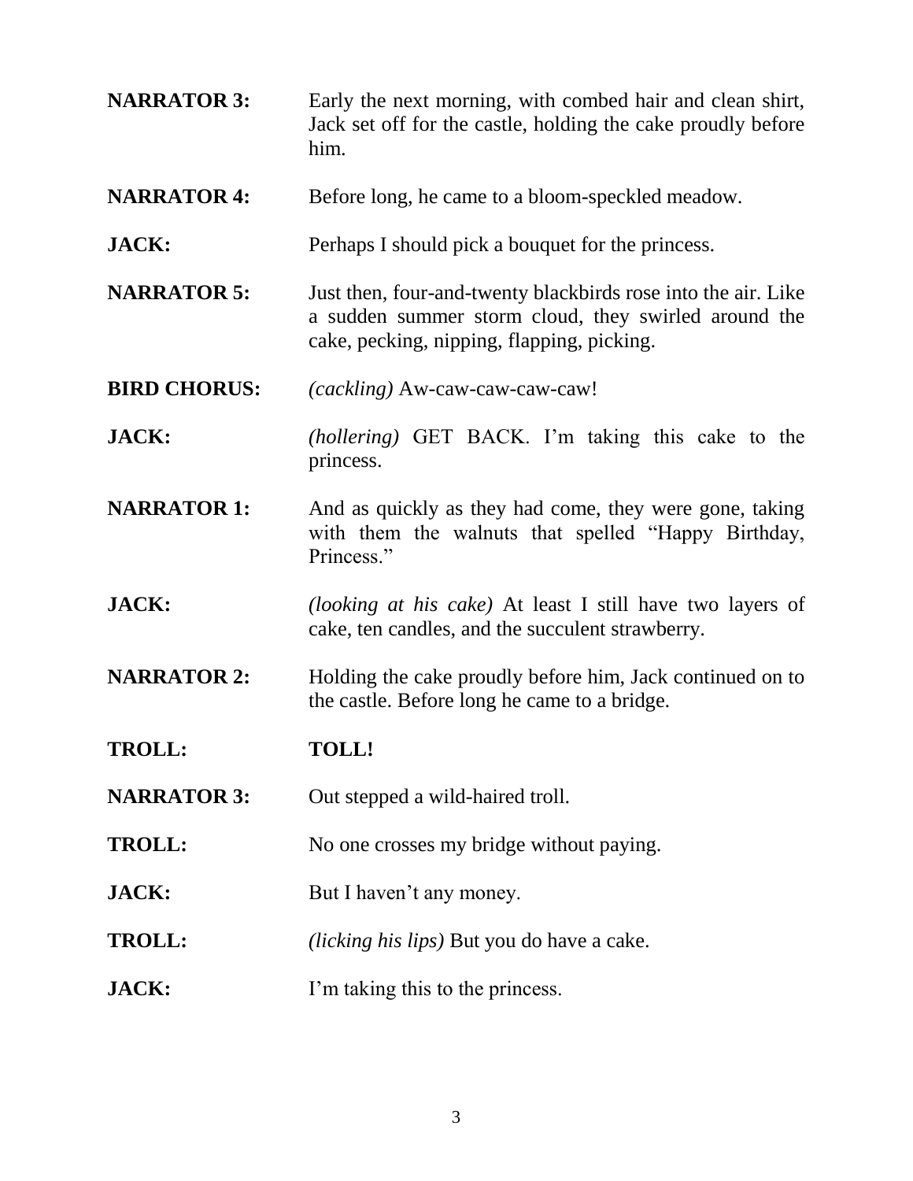**NARRATOR 3:** Early the next morning, with combed hair and clean shirt, Jack set off for the castle, holding the cake proudly before him.

**NARRATOR 4:** Before long, he came to a bloom-speckled meadow.

**JACK:** Perhaps I should pick a bouquet for the princess.

**NARRATOR 5:** Just then, four-and-twenty blackbirds rose into the air. Like a sudden summer storm cloud, they swirled around the cake, pecking, nipping, flapping, picking.

**BIRD CHORUS:** *(cackling)* Aw-caw-caw-caw-caw!

**JACK:** *(hollering)* GET BACK. I'm taking this cake to the princess.

**NARRATOR 1:** And as quickly as they had come, they were gone, taking with them the walnuts that spelled "Happy Birthday, Princess."

**JACK:** *(looking at his cake)* At least I still have two layers of cake, ten candles, and the succulent strawberry.

**NARRATOR 2:** Holding the cake proudly before him, Jack continued on to the castle. Before long he came to a bridge.

**TROLL:** **TOLL!**

**NARRATOR 3:** Out stepped a wild-haired troll.

**TROLL:** No one crosses my bridge without paying.

**JACK:** But I haven't any money.

**TROLL:** *(licking his lips)* But you do have a cake.

**JACK:** I'm taking this to the princess.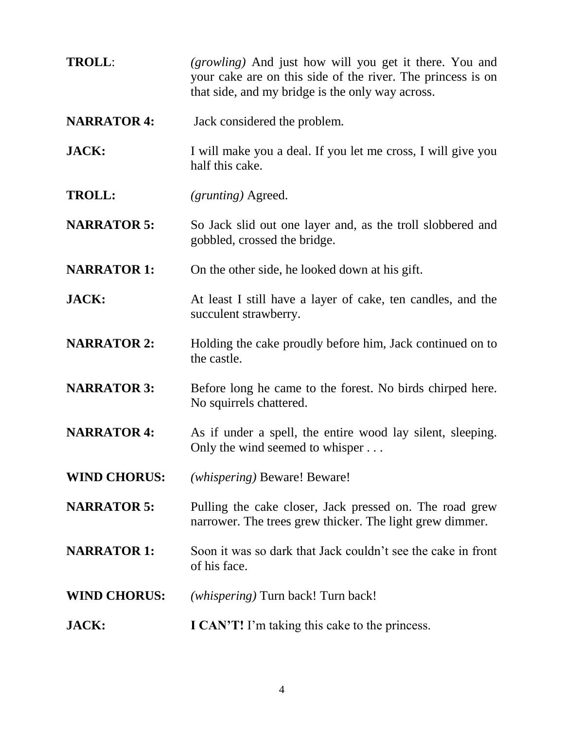**TROLL**: *(growling)* And just how will you get it there. You and your cake are on this side of the river. The princess is on that side, and my bridge is the only way across.

**NARRATOR 4:** Jack considered the problem.

**JACK:** I will make you a deal. If you let me cross, I will give you half this cake.

**TROLL:** *(grunting)* Agreed.

**NARRATOR 5:** So Jack slid out one layer and, as the troll slobbered and gobbled, crossed the bridge.

**NARRATOR 1:** On the other side, he looked down at his gift.

**JACK:** At least I still have a layer of cake, ten candles, and the succulent strawberry.

**NARRATOR 2:** Holding the cake proudly before him, Jack continued on to the castle.

**NARRATOR 3:** Before long he came to the forest. No birds chirped here. No squirrels chattered.

**NARRATOR 4:** As if under a spell, the entire wood lay silent, sleeping. Only the wind seemed to whisper . . .

**WIND CHORUS:** *(whispering)* Beware! Beware!

**NARRATOR 5:** Pulling the cake closer, Jack pressed on. The road grew narrower. The trees grew thicker. The light grew dimmer.

**NARRATOR 1:** Soon it was so dark that Jack couldn't see the cake in front of his face.

**WIND CHORUS:** *(whispering)* Turn back! Turn back!

**JACK:** **I CAN'T!** I'm taking this cake to the princess.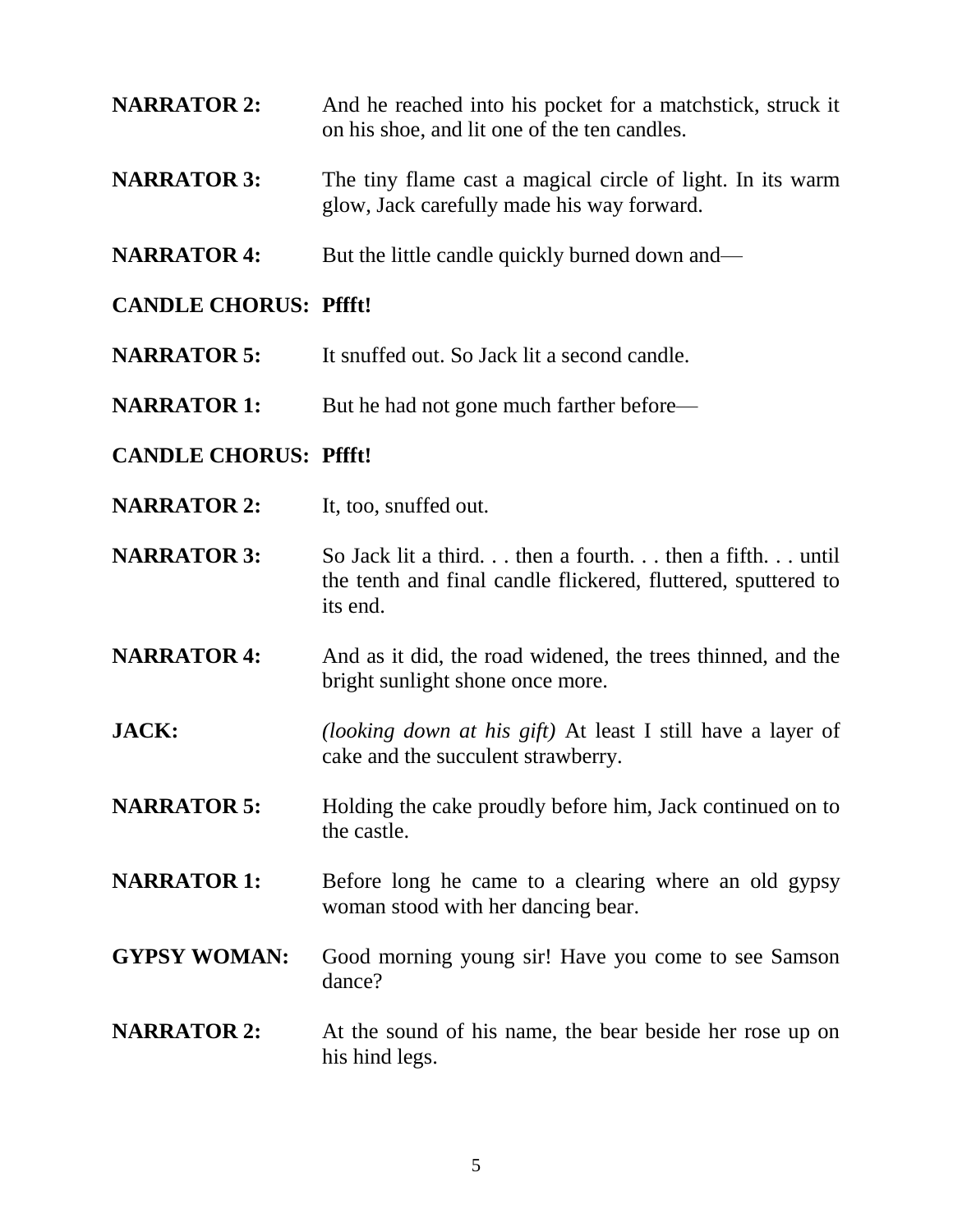**NARRATOR 2:** And he reached into his pocket for a matchstick, struck it on his shoe, and lit one of the ten candles.

**NARRATOR 3:** The tiny flame cast a magical circle of light. In its warm glow, Jack carefully made his way forward.

**NARRATOR 4:** But the little candle quickly burned down and—

**CANDLE CHORUS:** **Pffft!**

**NARRATOR 5:** It snuffed out. So Jack lit a second candle.

**NARRATOR 1:** But he had not gone much farther before—

**CANDLE CHORUS:** **Pffft!**

**NARRATOR 2:** It, too, snuffed out.

**NARRATOR 3:** So Jack lit a third. . . then a fourth. . . then a fifth. . . until the tenth and final candle flickered, fluttered, sputtered to its end.

**NARRATOR 4:** And as it did, the road widened, the trees thinned, and the bright sunlight shone once more.

**JACK:** *(looking down at his gift)* At least I still have a layer of cake and the succulent strawberry.

**NARRATOR 5:** Holding the cake proudly before him, Jack continued on to the castle.

**NARRATOR 1:** Before long he came to a clearing where an old gypsy woman stood with her dancing bear.

**GYPSY WOMAN:** Good morning young sir! Have you come to see Samson dance?

**NARRATOR 2:** At the sound of his name, the bear beside her rose up on his hind legs.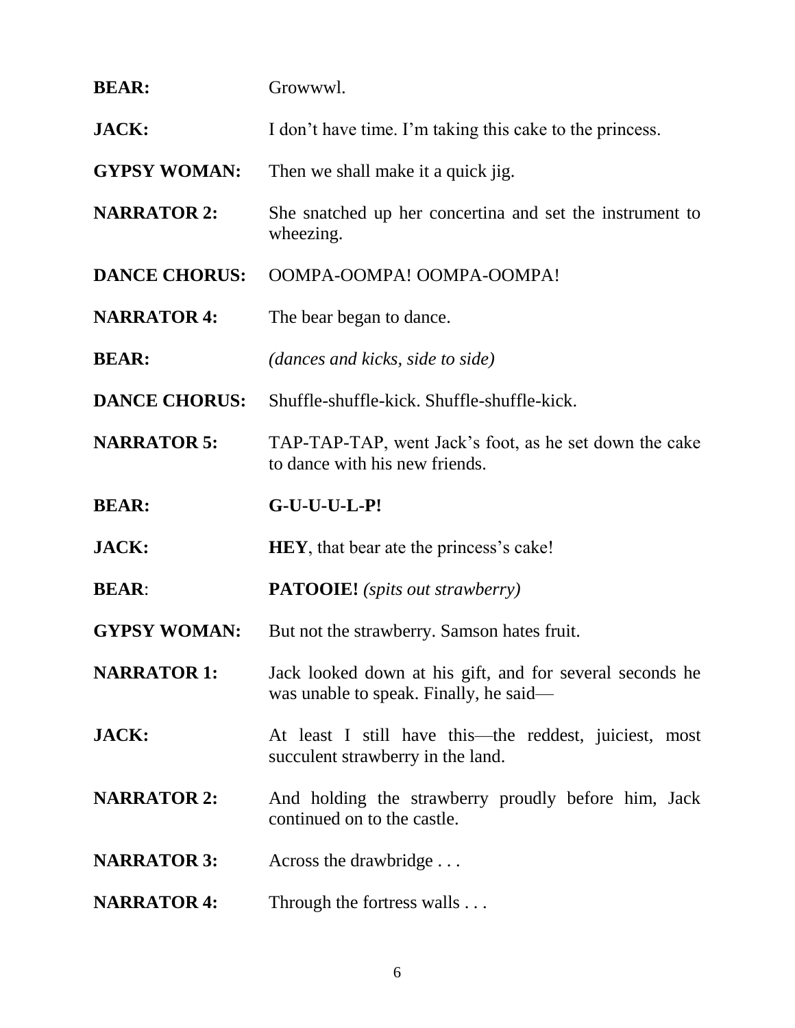**BEAR:** Growwwl.

**JACK:** I don't have time. I'm taking this cake to the princess.

**GYPSY WOMAN:** Then we shall make it a quick jig.

**NARRATOR 2:** She snatched up her concertina and set the instrument to wheezing.

**DANCE CHORUS:** OOMPA-OOMPA! OOMPA-OOMPA!

**NARRATOR 4:** The bear began to dance.

**BEAR:** *(dances and kicks, side to side)*

**DANCE CHORUS:** Shuffle-shuffle-kick. Shuffle-shuffle-kick.

**NARRATOR 5:** TAP-TAP-TAP, went Jack's foot, as he set down the cake to dance with his new friends.

**BEAR:** **G-U-U-U-L-P!**

**JACK:** **HEY**, that bear ate the princess's cake!

**BEAR**: **PATOOIE!** *(spits out strawberry)*

**GYPSY WOMAN:** But not the strawberry. Samson hates fruit.

**NARRATOR 1:** Jack looked down at his gift, and for several seconds he was unable to speak. Finally, he said—

**JACK:** At least I still have this—the reddest, juiciest, most succulent strawberry in the land.

**NARRATOR 2:** And holding the strawberry proudly before him, Jack continued on to the castle.

**NARRATOR 3:** Across the drawbridge . . .

**NARRATOR 4:** Through the fortress walls . . .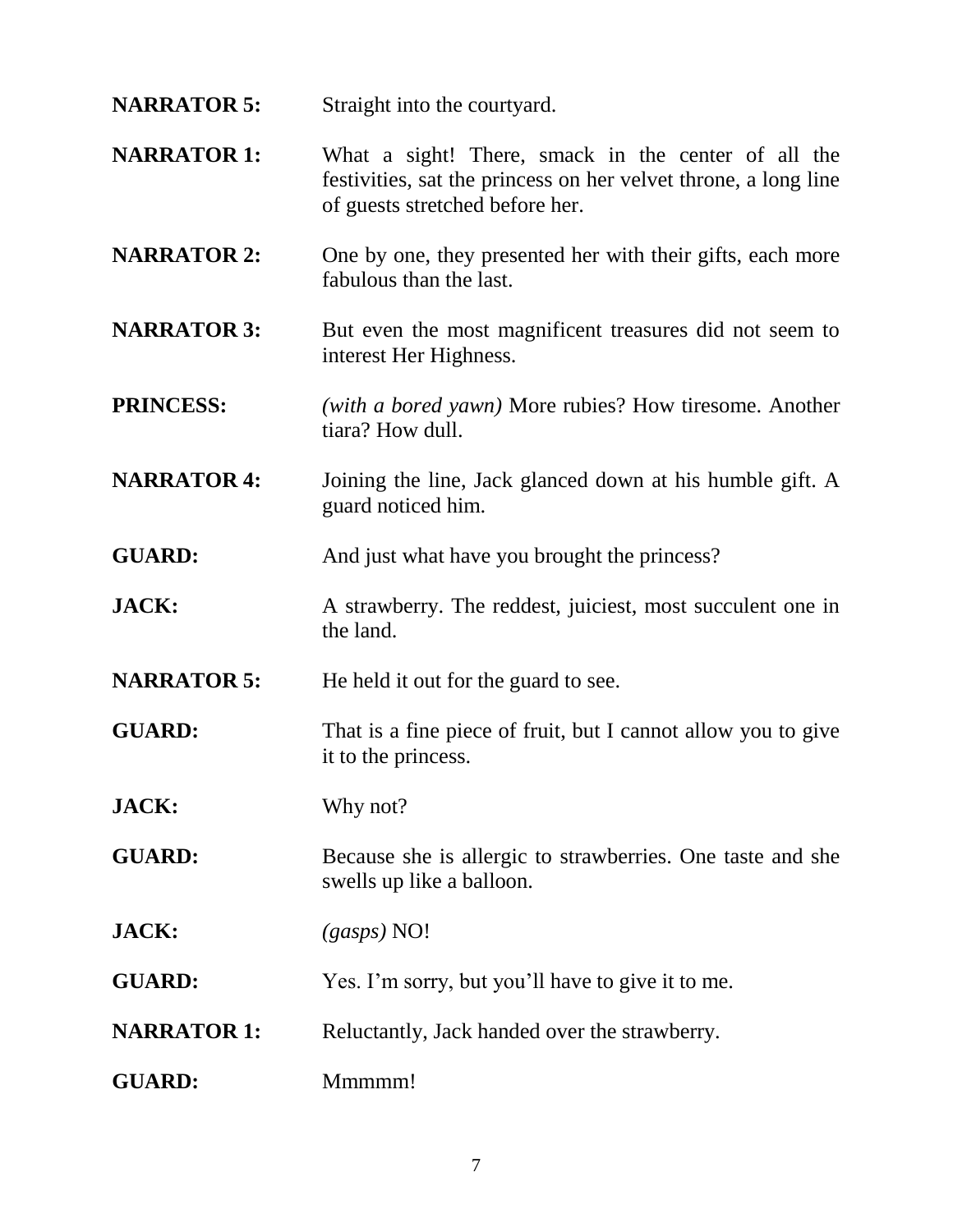**NARRATOR 5:** Straight into the courtyard.

**NARRATOR 1:** What a sight! There, smack in the center of all the festivities, sat the princess on her velvet throne, a long line of guests stretched before her.

**NARRATOR 2:** One by one, they presented her with their gifts, each more fabulous than the last.

**NARRATOR 3:** But even the most magnificent treasures did not seem to interest Her Highness.

**PRINCESS:** *(with a bored yawn)* More rubies? How tiresome. Another tiara? How dull.

**NARRATOR 4:** Joining the line, Jack glanced down at his humble gift. A guard noticed him.

**GUARD:** And just what have you brought the princess?

**JACK:** A strawberry. The reddest, juiciest, most succulent one in the land.

**NARRATOR 5:** He held it out for the guard to see.

**GUARD:** That is a fine piece of fruit, but I cannot allow you to give it to the princess.

**JACK:** Why not?

**GUARD:** Because she is allergic to strawberries. One taste and she swells up like a balloon.

**JACK:** *(gasps)* NO!

**GUARD:** Yes. I'm sorry, but you'll have to give it to me.

**NARRATOR 1:** Reluctantly, Jack handed over the strawberry.

**GUARD:** Mmmmm!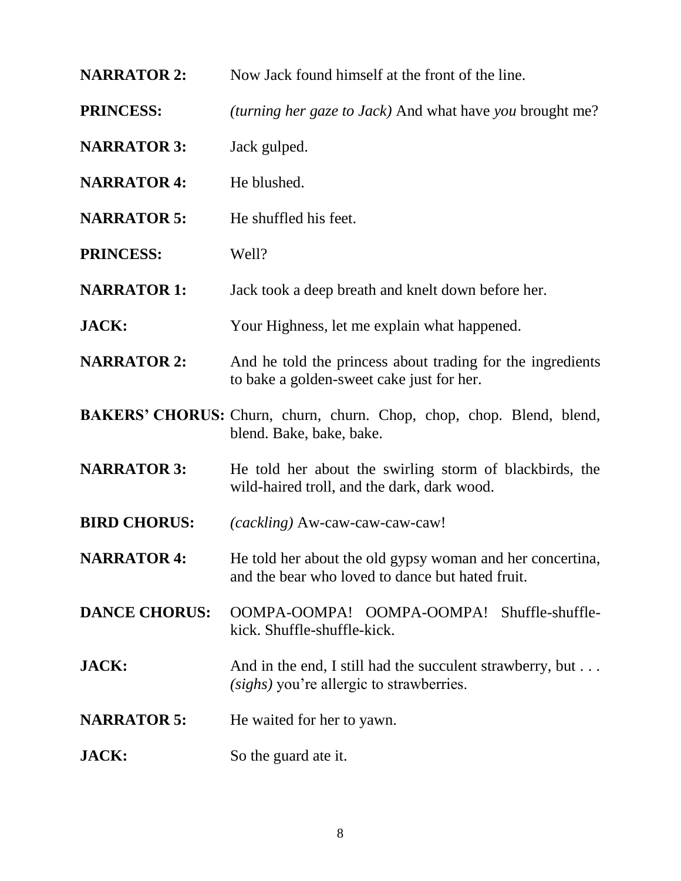**NARRATOR 2:** Now Jack found himself at the front of the line.

**PRINCESS:** *(turning her gaze to Jack)* And what have *you* brought me?

**NARRATOR 3:** Jack gulped.

**NARRATOR 4:** He blushed.

**NARRATOR 5:** He shuffled his feet.

**PRINCESS:** Well?

**NARRATOR 1:** Jack took a deep breath and knelt down before her.

**JACK:** Your Highness, let me explain what happened.

**NARRATOR 2:** And he told the princess about trading for the ingredients to bake a golden-sweet cake just for her.

**BAKERS' CHORUS:** Churn, churn, churn. Chop, chop, chop. Blend, blend, blend. Bake, bake, bake.

**NARRATOR 3:** He told her about the swirling storm of blackbirds, the wild-haired troll, and the dark, dark wood.

**BIRD CHORUS:** *(cackling)* Aw-caw-caw-caw-caw!

**NARRATOR 4:** He told her about the old gypsy woman and her concertina, and the bear who loved to dance but hated fruit.

**DANCE CHORUS:** OOMPA-OOMPA! OOMPA-OOMPA! Shuffle-shuffle-kick. Shuffle-shuffle-kick.

**JACK:** And in the end, I still had the succulent strawberry, but . . . *(sighs)* you're allergic to strawberries.

**NARRATOR 5:** He waited for her to yawn.

**JACK:** So the guard ate it.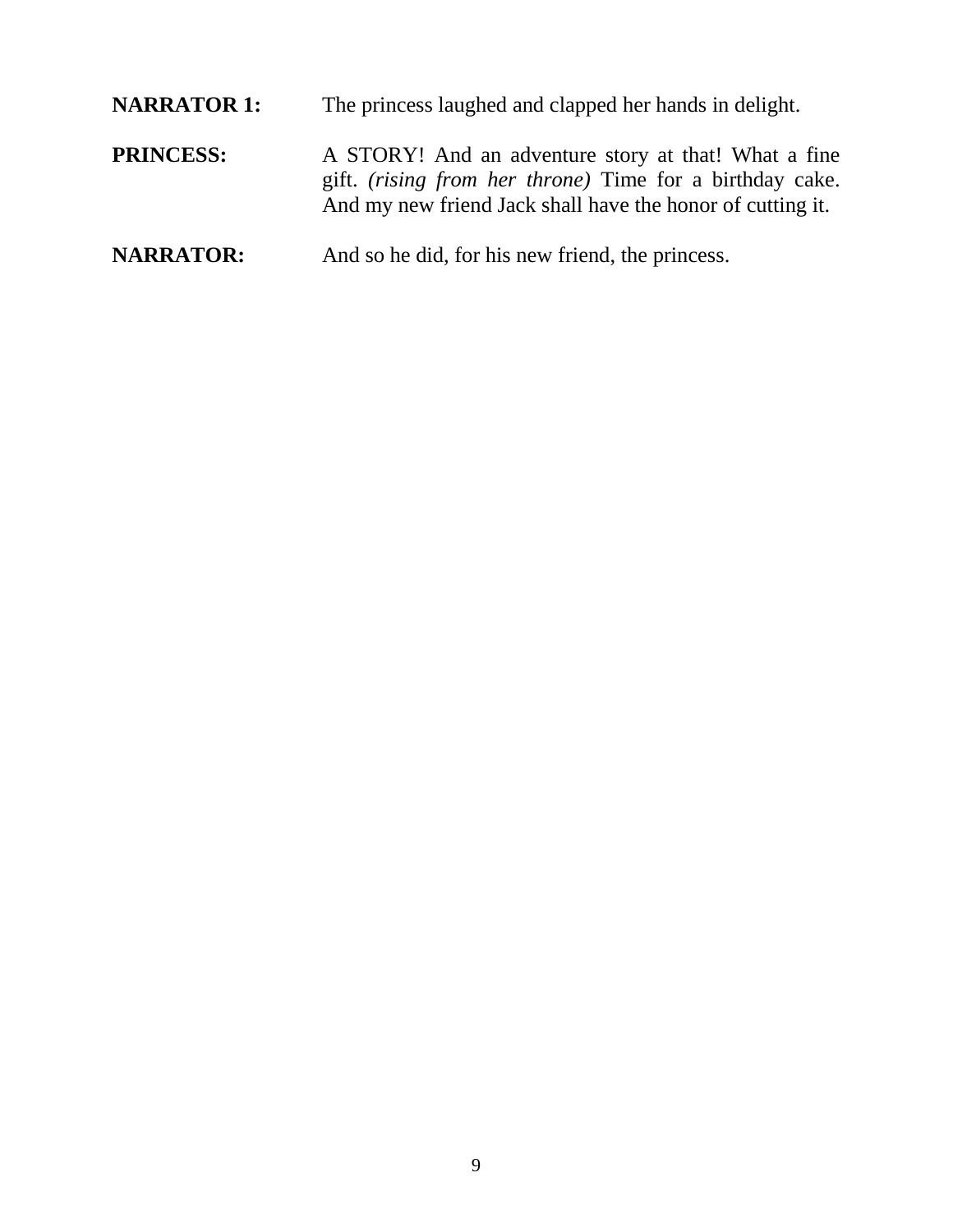**NARRATOR 1:** The princess laughed and clapped her hands in delight.

**PRINCESS:** A STORY! And an adventure story at that! What a fine gift. *(rising from her throne)* Time for a birthday cake. And my new friend Jack shall have the honor of cutting it.

**NARRATOR:** And so he did, for his new friend, the princess.